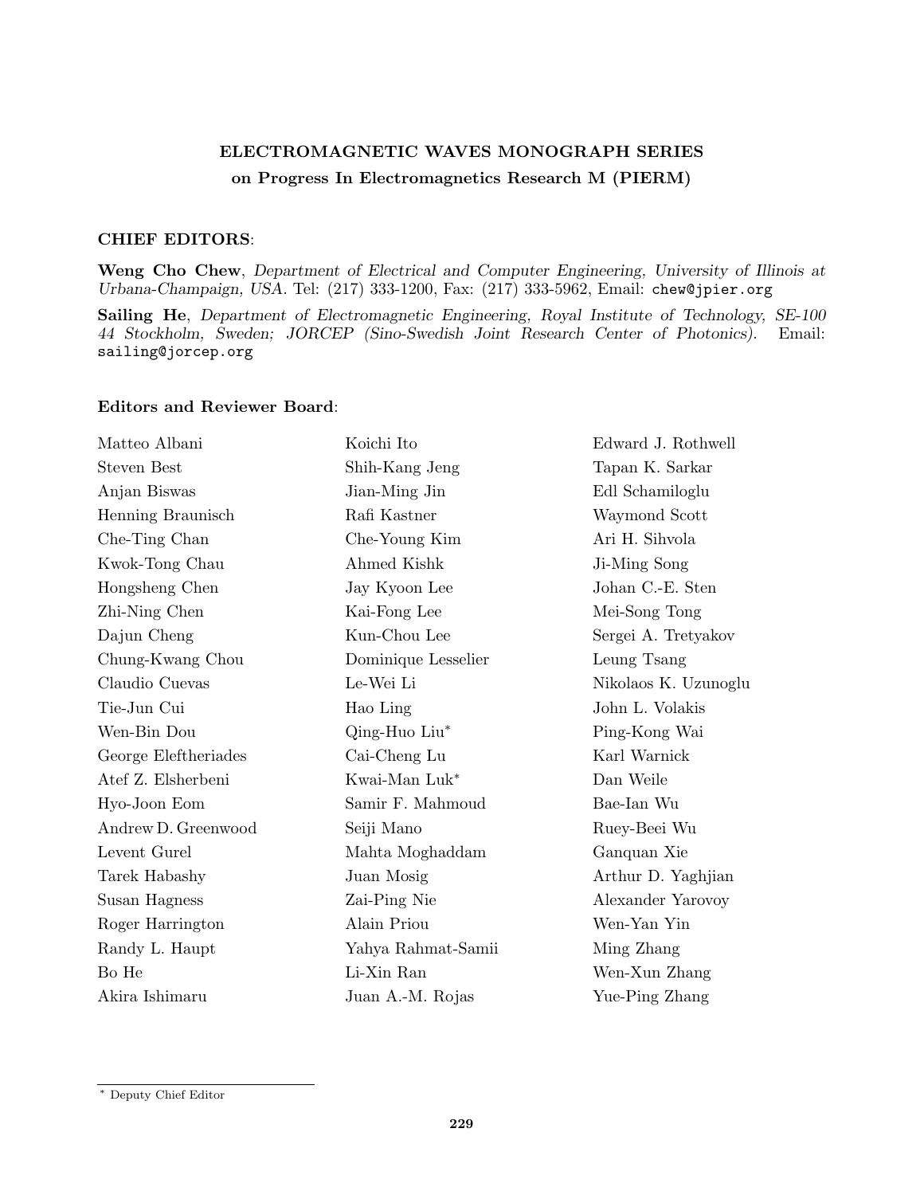**ELECTROMAGNETIC WAVES MONOGRAPH SERIES**
**on Progress In Electromagnetics Research M (PIERM)**

**CHIEF EDITORS**:

**Weng Cho Chew**, *Department of Electrical and Computer Engineering, University of Illinois at Urbana-Champaign, USA.* Tel: (217) 333-1200, Fax: (217) 333-5962, Email: chew@jpier.org

**Sailing He**, *Department of Electromagnetic Engineering, Royal Institute of Technology, SE-100 44 Stockholm, Sweden; JORCEP (Sino-Swedish Joint Research Center of Photonics).* Email: sailing@jorcep.org

**Editors and Reviewer Board**:

Matteo Albani
Steven Best
Anjan Biswas
Henning Braunisch
Che-Ting Chan
Kwok-Tong Chau
Hongsheng Chen
Zhi-Ning Chen
Dajun Cheng
Chung-Kwang Chou
Claudio Cuevas
Tie-Jun Cui
Wen-Bin Dou
George Eleftheriades
Atef Z. Elsherbeni
Hyo-Joon Eom
Andrew D. Greenwood
Levent Gurel
Tarek Habashy
Susan Hagness
Roger Harrington
Randy L. Haupt
Bo He
Akira Ishimaru
Koichi Ito
Shih-Kang Jeng
Jian-Ming Jin
Rafi Kastner
Che-Young Kim
Ahmed Kishk
Jay Kyoon Lee
Kai-Fong Lee
Kun-Chou Lee
Dominique Lesselier
Le-Wei Li
Hao Ling
Qing-Huo Liu*
Cai-Cheng Lu
Kwai-Man Luk*
Samir F. Mahmoud
Seiji Mano
Mahta Moghaddam
Juan Mosig
Zai-Ping Nie
Alain Priou
Yahya Rahmat-Samii
Li-Xin Ran
Juan A.-M. Rojas
Edward J. Rothwell
Tapan K. Sarkar
Edl Schamiloglu
Waymond Scott
Ari H. Sihvola
Ji-Ming Song
Johan C.-E. Sten
Mei-Song Tong
Sergei A. Tretyakov
Leung Tsang
Nikolaos K. Uzunoglu
John L. Volakis
Ping-Kong Wai
Karl Warnick
Dan Weile
Bae-Ian Wu
Ruey-Beei Wu
Ganquan Xie
Arthur D. Yaghjian
Alexander Yarovoy
Wen-Yan Yin
Ming Zhang
Wen-Xun Zhang
Yue-Ping Zhang

* Deputy Chief Editor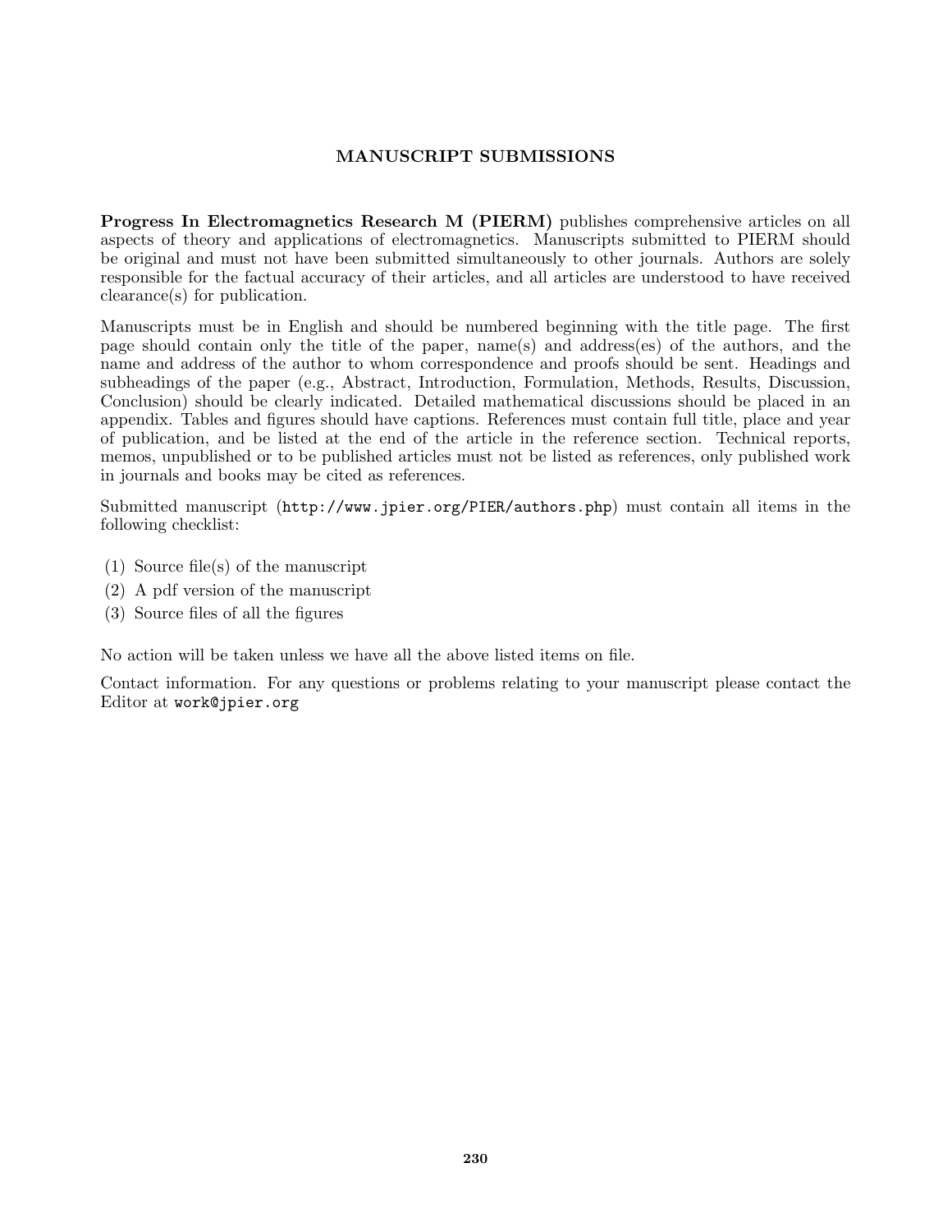## MANUSCRIPT SUBMISSIONS

**Progress In Electromagnetics Research M (PIERM)** publishes comprehensive articles on all aspects of theory and applications of electromagnetics. Manuscripts submitted to PIERM should be original and must not have been submitted simultaneously to other journals. Authors are solely responsible for the factual accuracy of their articles, and all articles are understood to have received clearance(s) for publication.

Manuscripts must be in English and should be numbered beginning with the title page. The first page should contain only the title of the paper, name(s) and address(es) of the authors, and the name and address of the author to whom correspondence and proofs should be sent. Headings and subheadings of the paper (e.g., Abstract, Introduction, Formulation, Methods, Results, Discussion, Conclusion) should be clearly indicated. Detailed mathematical discussions should be placed in an appendix. Tables and figures should have captions. References must contain full title, place and year of publication, and be listed at the end of the article in the reference section. Technical reports, memos, unpublished or to be published articles must not be listed as references, only published work in journals and books may be cited as references.

Submitted manuscript (`http://www.jpier.org/PIER/authors.php`) must contain all items in the following checklist:

(1) Source file(s) of the manuscript
(2) A pdf version of the manuscript
(3) Source files of all the figures

No action will be taken unless we have all the above listed items on file.

Contact information. For any questions or problems relating to your manuscript please contact the Editor at `work@jpier.org`